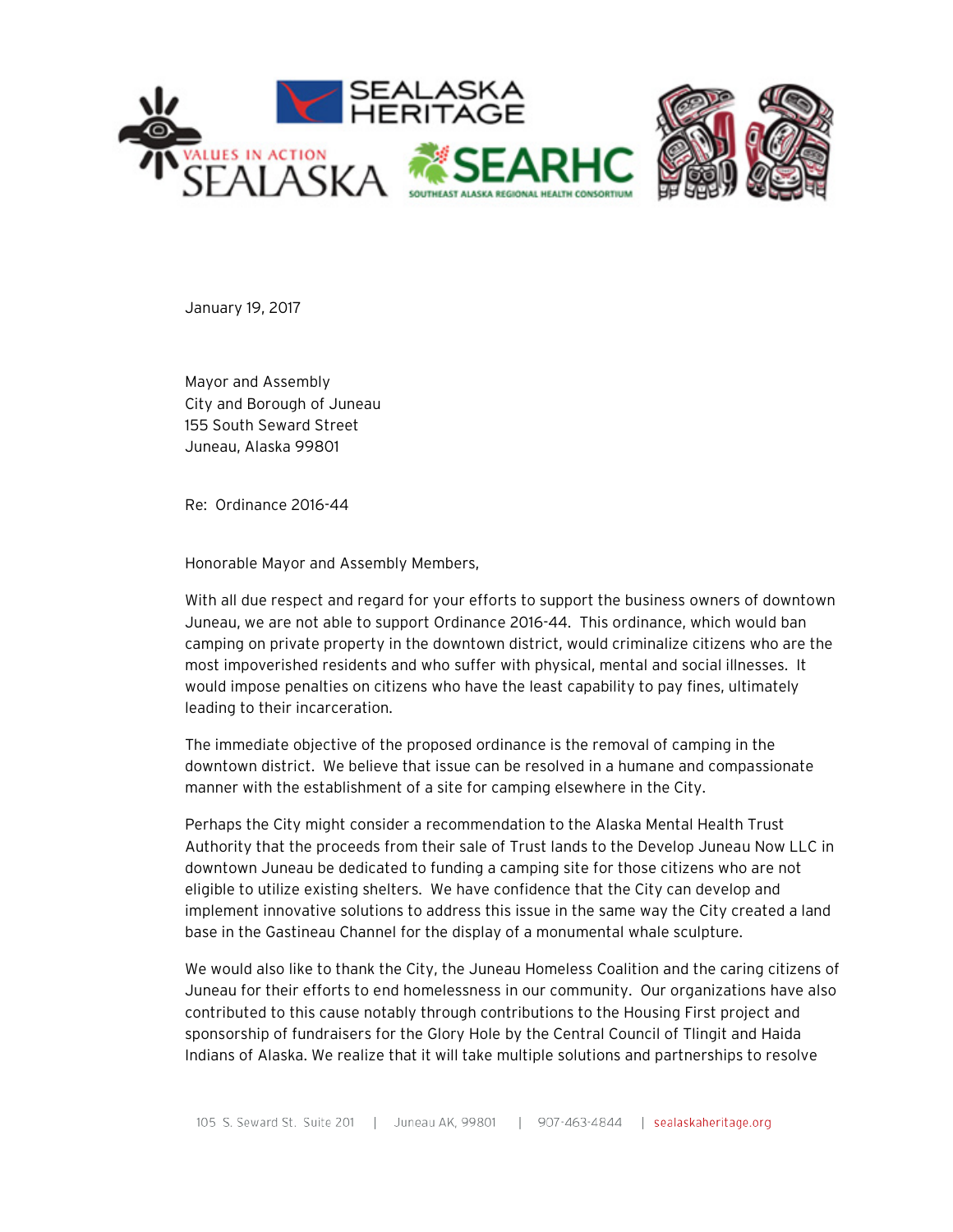January 19, 2017

Mayor and Assembly
City and Borough of Juneau
155 South Seward Street
Juneau, Alaska 99801

Re: Ordinance 2016-44

Honorable Mayor and Assembly Members,

With all due respect and regard for your efforts to support the business owners of downtown Juneau, we are not able to support Ordinance 2016-44. This ordinance, which would ban camping on private property in the downtown district, would criminalize citizens who are the most impoverished residents and who suffer with physical, mental and social illnesses. It would impose penalties on citizens who have the least capability to pay fines, ultimately leading to their incarceration.

The immediate objective of the proposed ordinance is the removal of camping in the downtown district. We believe that issue can be resolved in a humane and compassionate manner with the establishment of a site for camping elsewhere in the City.

Perhaps the City might consider a recommendation to the Alaska Mental Health Trust Authority that the proceeds from their sale of Trust lands to the Develop Juneau Now LLC in downtown Juneau be dedicated to funding a camping site for those citizens who are not eligible to utilize existing shelters. We have confidence that the City can develop and implement innovative solutions to address this issue in the same way the City created a land base in the Gastineau Channel for the display of a monumental whale sculpture.

We would also like to thank the City, the Juneau Homeless Coalition and the caring citizens of Juneau for their efforts to end homelessness in our community. Our organizations have also contributed to this cause notably through contributions to the Housing First project and sponsorship of fundraisers for the Glory Hole by the Central Council of Tlingit and Haida Indians of Alaska. We realize that it will take multiple solutions and partnerships to resolve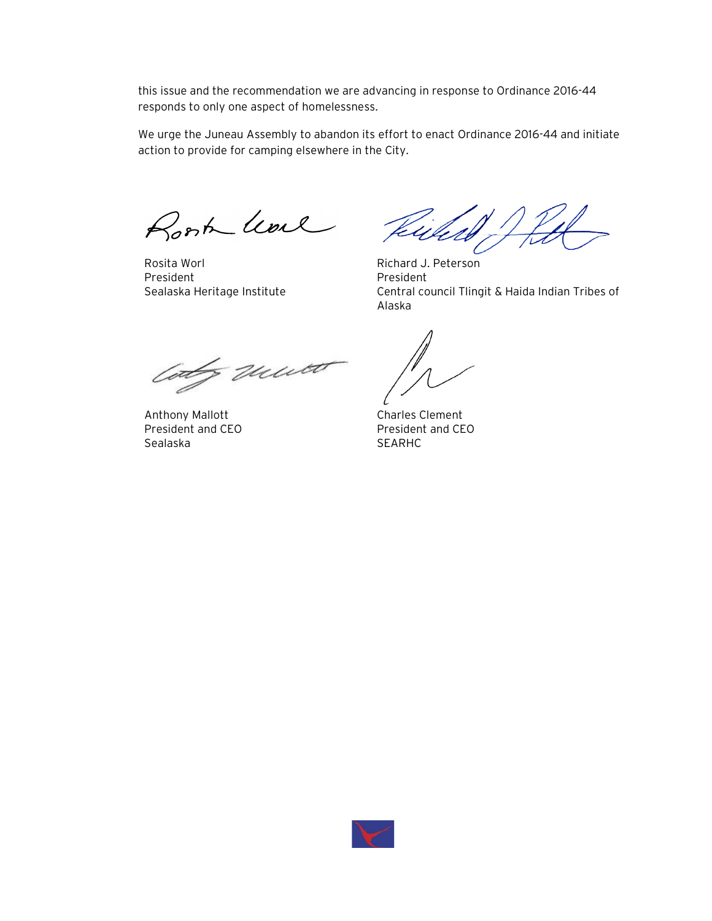this issue and the recommendation we are advancing in response to Ordinance 2016-44 responds to only one aspect of homelessness.

We urge the Juneau Assembly to abandon its effort to enact Ordinance 2016-44 and initiate action to provide for camping elsewhere in the City.

Rosita Worl
President
Sealaska Heritage Institute

Richard J. Peterson
President
Central council Tlingit & Haida Indian Tribes of Alaska

Anthony Mallott
President and CEO
Sealaska

Charles Clement
President and CEO
SEARHC